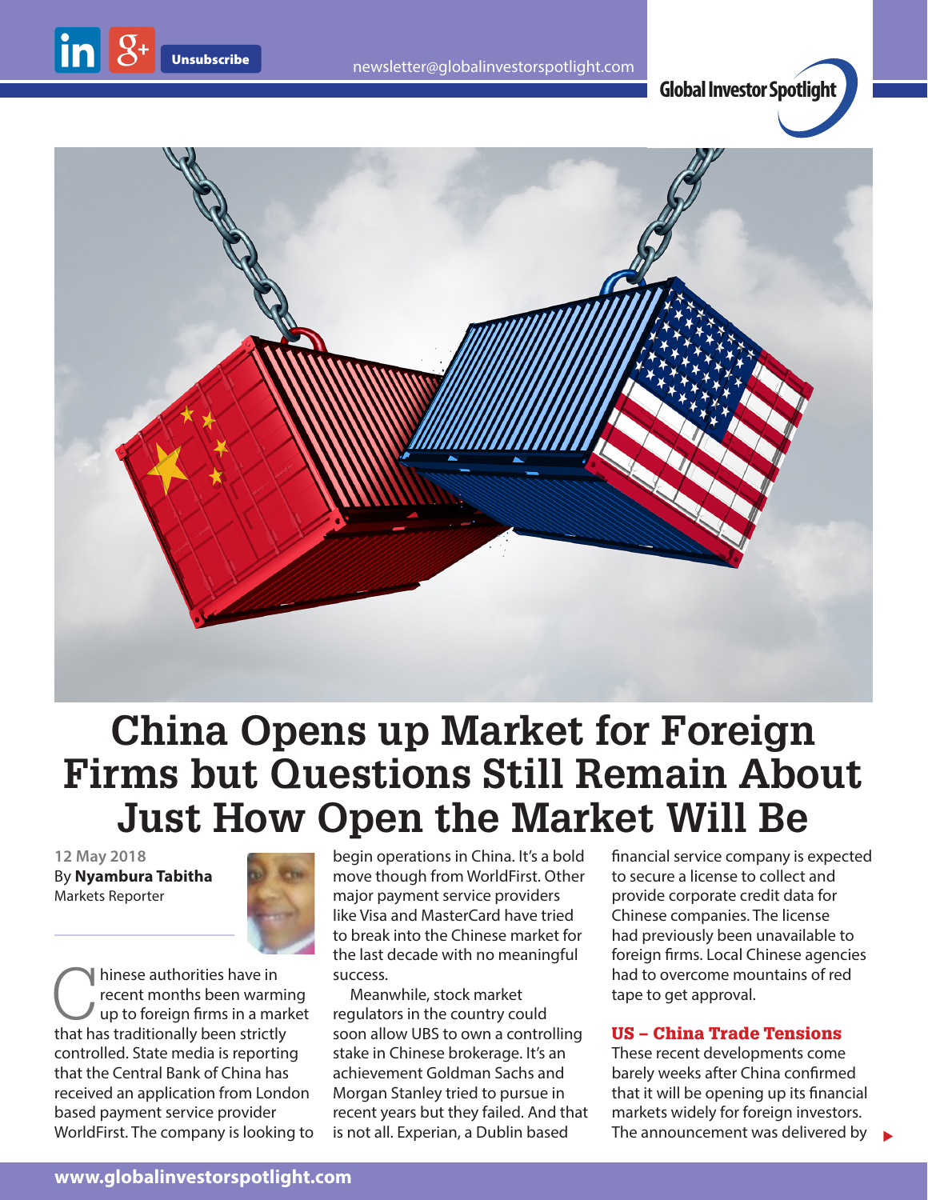# China Opens up Market for Foreign Firms but Questions Still Remain About Just How Open the Market Will Be

12 May 2018
By **Nyambura Tabitha**
Markets Reporter

Chinese authorities have in recent months been warming up to foreign firms in a market that has traditionally been strictly controlled. State media is reporting that the Central Bank of China has received an application from London based payment service provider WorldFirst. The company is looking to begin operations in China. It's a bold move though from WorldFirst. Other major payment service providers like Visa and MasterCard have tried to break into the Chinese market for the last decade with no meaningful success.

Meanwhile, stock market regulators in the country could soon allow UBS to own a controlling stake in Chinese brokerage. It's an achievement Goldman Sachs and Morgan Stanley tried to pursue in recent years but they failed. And that is not all. Experian, a Dublin based financial service company is expected to secure a license to collect and provide corporate credit data for Chinese companies. The license had previously been unavailable to foreign firms. Local Chinese agencies had to overcome mountains of red tape to get approval.

## US – China Trade Tensions

These recent developments come barely weeks after China confirmed that it will be opening up its financial markets widely for foreign investors. The announcement was delivered by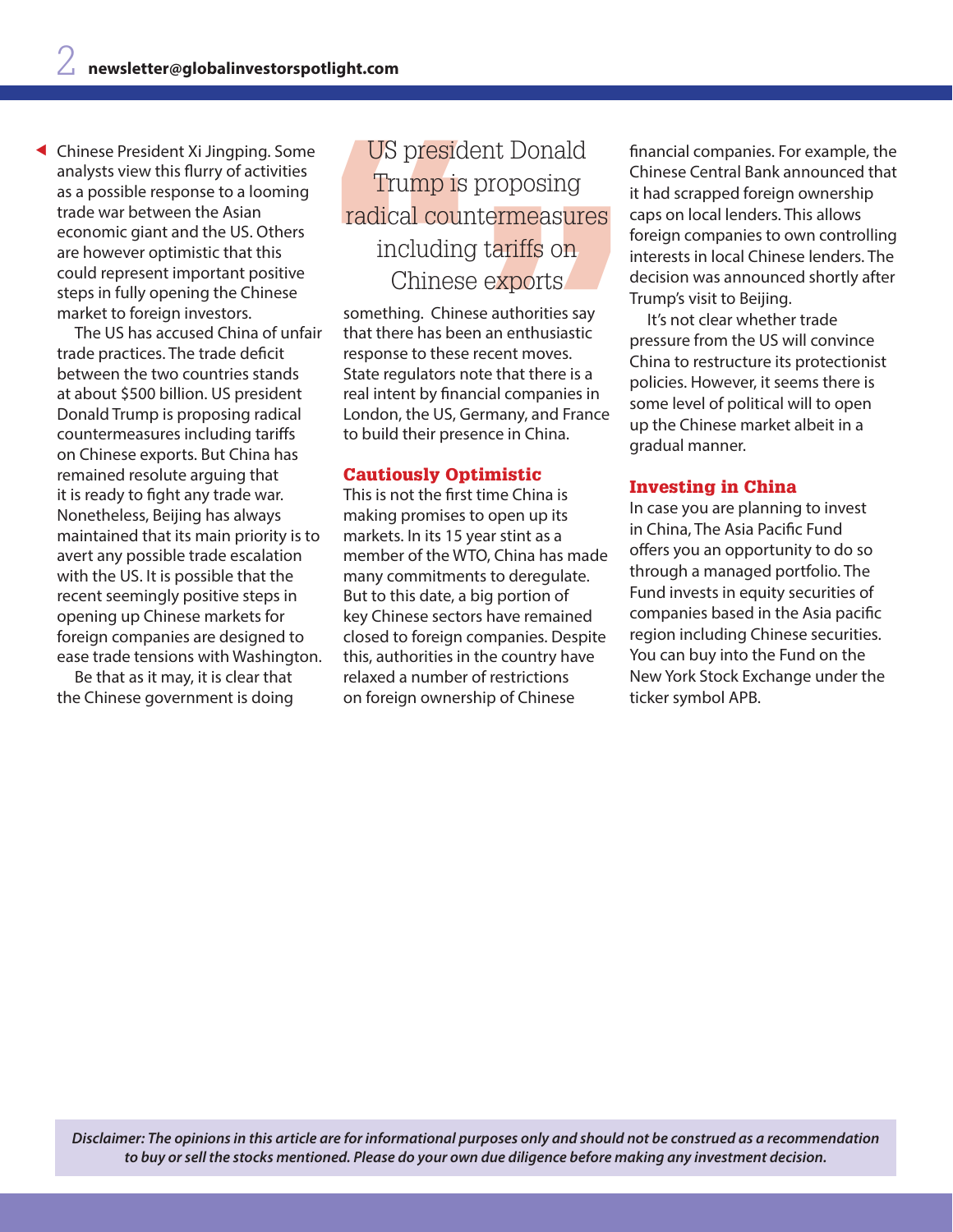Chinese President Xi Jingping. Some analysts view this flurry of activities as a possible response to a looming trade war between the Asian economic giant and the US. Others are however optimistic that this could represent important positive steps in fully opening the Chinese market to foreign investors.

The US has accused China of unfair trade practices. The trade deficit between the two countries stands at about $500 billion. US president Donald Trump is proposing radical countermeasures including tariffs on Chinese exports. But China has remained resolute arguing that it is ready to fight any trade war. Nonetheless, Beijing has always maintained that its main priority is to avert any possible trade escalation with the US. It is possible that the recent seemingly positive steps in opening up Chinese markets for foreign companies are designed to ease trade tensions with Washington.

Be that as it may, it is clear that the Chinese government is doing something. Chinese authorities say that there has been an enthusiastic response to these recent moves. State regulators note that there is a real intent by financial companies in London, the US, Germany, and France to build their presence in China.

> US president Donald Trump is proposing radical countermeasures including tariffs on Chinese exports

## Cautiously Optimistic

This is not the first time China is making promises to open up its markets. In its 15 year stint as a member of the WTO, China has made many commitments to deregulate. But to this date, a big portion of key Chinese sectors have remained closed to foreign companies. Despite this, authorities in the country have relaxed a number of restrictions on foreign ownership of Chinese financial companies. For example, the Chinese Central Bank announced that it had scrapped foreign ownership caps on local lenders. This allows foreign companies to own controlling interests in local Chinese lenders. The decision was announced shortly after Trump's visit to Beijing.

It's not clear whether trade pressure from the US will convince China to restructure its protectionist policies. However, it seems there is some level of political will to open up the Chinese market albeit in a gradual manner.

## Investing in China

In case you are planning to invest in China, The Asia Pacific Fund offers you an opportunity to do so through a managed portfolio. The Fund invests in equity securities of companies based in the Asia pacific region including Chinese securities. You can buy into the Fund on the New York Stock Exchange under the ticker symbol APB.

***Disclaimer: The opinions in this article are for informational purposes only and should not be construed as a recommendation to buy or sell the stocks mentioned. Please do your own due diligence before making any investment decision.***